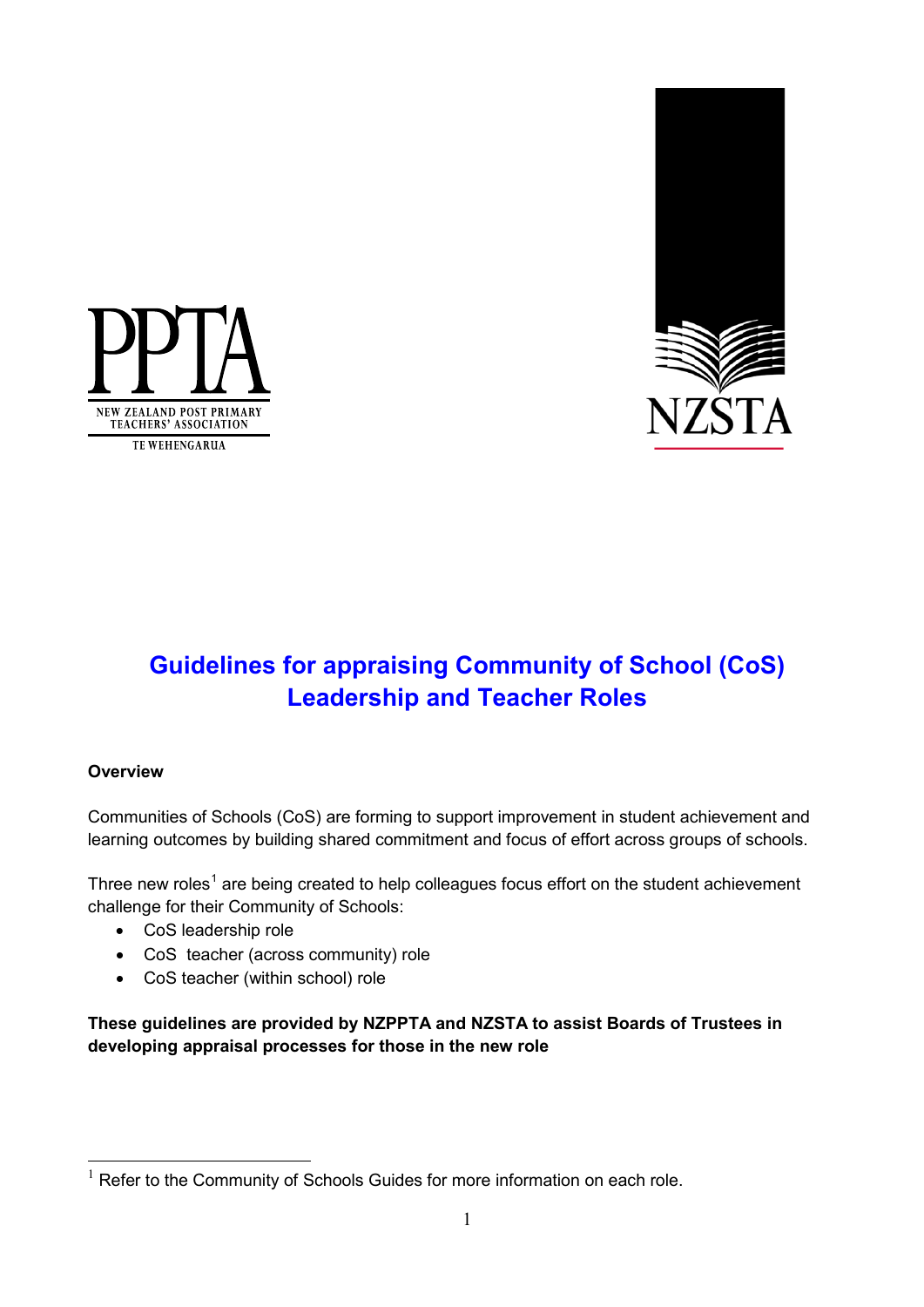PPTA

NEW ZEALAND POST PRIMARY TEACHERS' ASSOCIATION

TE WEHENGARUA

NZSTA

# Guidelines for appraising Community of School (CoS) Leadership and Teacher Roles

**Overview**

Communities of Schools (CoS) are forming to support improvement in student achievement and learning outcomes by building shared commitment and focus of effort across groups of schools.

Three new roles[1] are being created to help colleagues focus effort on the student achievement challenge for their Community of Schools:

- CoS leadership role
- CoS teacher (across community) role
- CoS teacher (within school) role

**These guidelines are provided by NZPPTA and NZSTA to assist Boards of Trustees in developing appraisal processes for those in the new role**

[1] Refer to the Community of Schools Guides for more information on each role.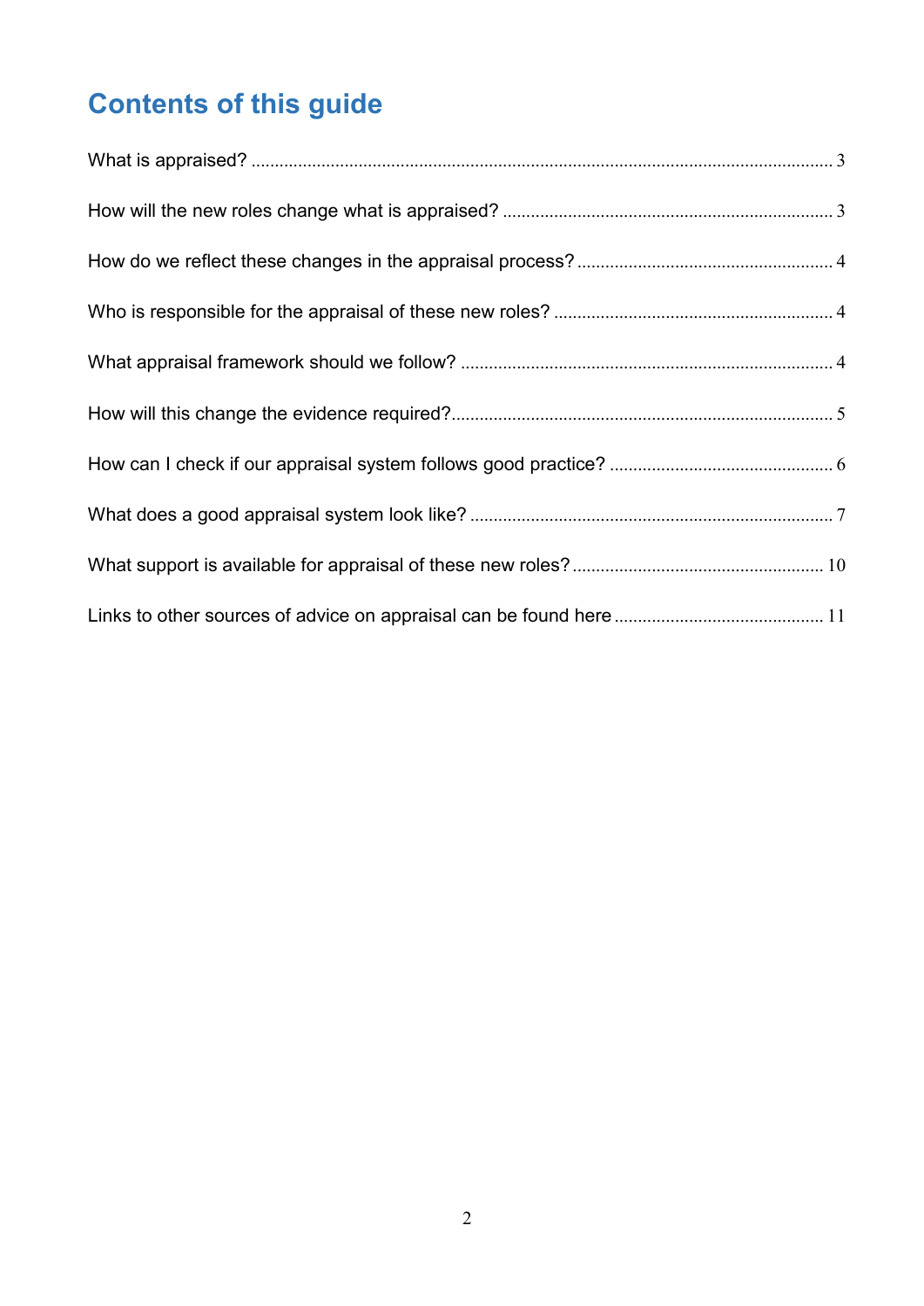# Contents of this guide

What is appraised? ..... 3

How will the new roles change what is appraised? ..... 3

How do we reflect these changes in the appraisal process? ..... 4

Who is responsible for the appraisal of these new roles? ..... 4

What appraisal framework should we follow? ..... 4

How will this change the evidence required? ..... 5

How can I check if our appraisal system follows good practice? ..... 6

What does a good appraisal system look like? ..... 7

What support is available for appraisal of these new roles? ..... 10

Links to other sources of advice on appraisal can be found here ..... 11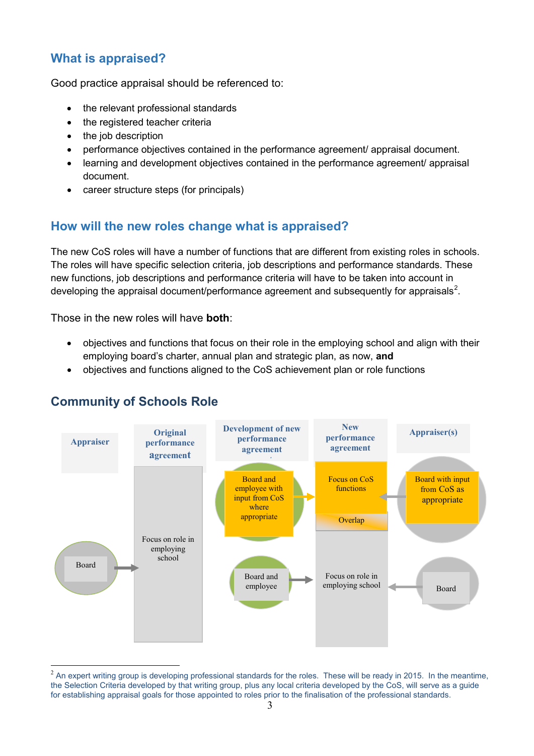## What is appraised?

Good practice appraisal should be referenced to:

- the relevant professional standards
- the registered teacher criteria
- the job description
- performance objectives contained in the performance agreement/ appraisal document.
- learning and development objectives contained in the performance agreement/ appraisal document.
- career structure steps (for principals)

## How will the new roles change what is appraised?

The new CoS roles will have a number of functions that are different from existing roles in schools. The roles will have specific selection criteria, job descriptions and performance standards. These new functions, job descriptions and performance criteria will have to be taken into account in developing the appraisal document/performance agreement and subsequently for appraisals[2].

Those in the new roles will have **both**:

- objectives and functions that focus on their role in the employing school and align with their employing board's charter, annual plan and strategic plan, as now, **and**
- objectives and functions aligned to the CoS achievement plan or role functions

## Community of Schools Role

| Appraiser | Original performance agreement | Development of new performance agreement | New performance agreement | Appraiser(s) |
|---|---|---|---|---|
| | | Board and employee with input from CoS where appropriate → | Focus on CoS functions | ← Board with input from CoS as appropriate |
| | | | Overlap | |
| Board → | Focus on role in employing school | Board and employee → | Focus on role in employing school | ← Board |

[2] An expert writing group is developing professional standards for the roles. These will be ready in 2015. In the meantime, the Selection Criteria developed by that writing group, plus any local criteria developed by the CoS, will serve as a guide for establishing appraisal goals for those appointed to roles prior to the finalisation of the professional standards.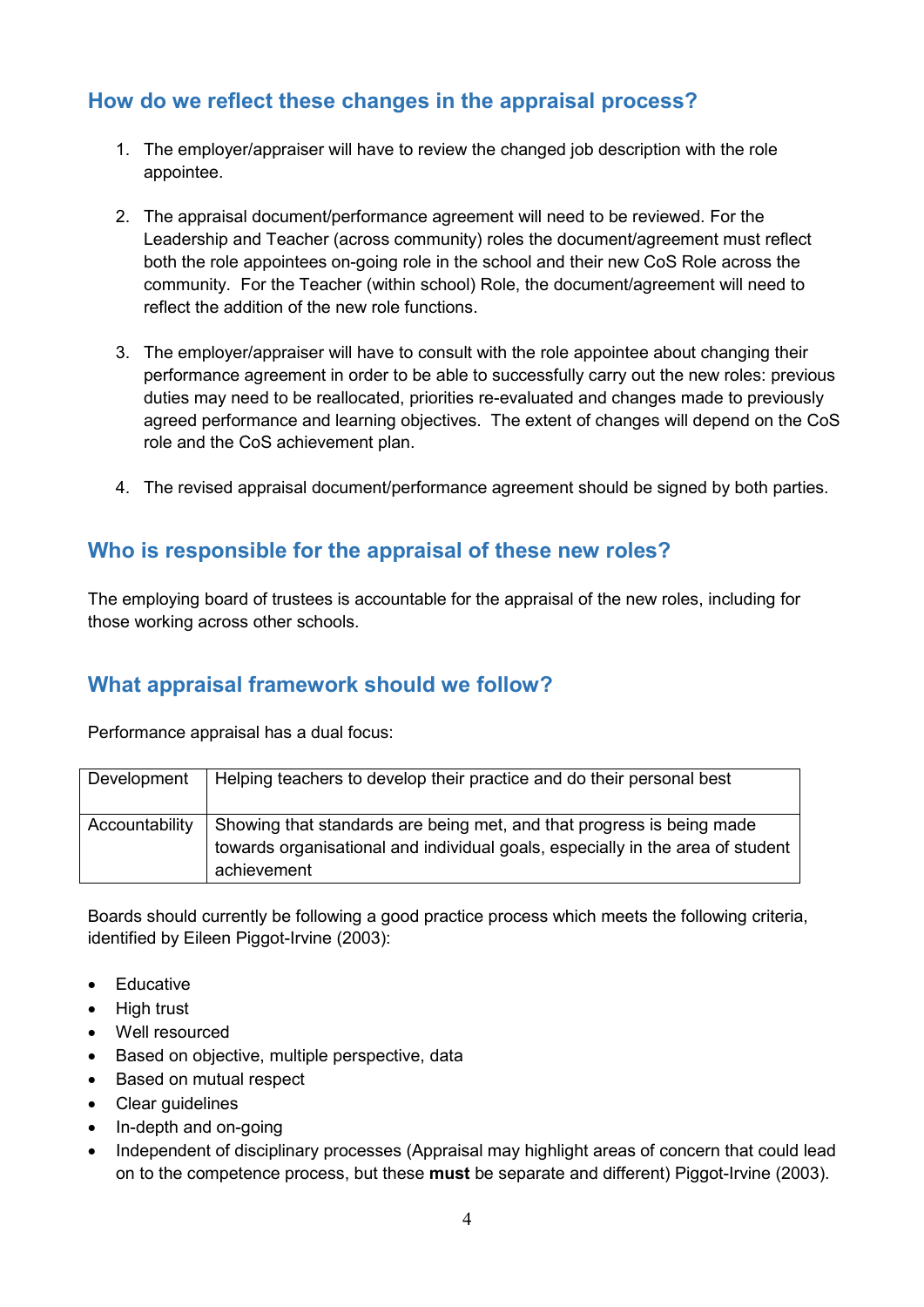## How do we reflect these changes in the appraisal process?

1. The employer/appraiser will have to review the changed job description with the role appointee.

2. The appraisal document/performance agreement will need to be reviewed. For the Leadership and Teacher (across community) roles the document/agreement must reflect both the role appointees on-going role in the school and their new CoS Role across the community. For the Teacher (within school) Role, the document/agreement will need to reflect the addition of the new role functions.

3. The employer/appraiser will have to consult with the role appointee about changing their performance agreement in order to be able to successfully carry out the new roles: previous duties may need to be reallocated, priorities re-evaluated and changes made to previously agreed performance and learning objectives. The extent of changes will depend on the CoS role and the CoS achievement plan.

4. The revised appraisal document/performance agreement should be signed by both parties.

## Who is responsible for the appraisal of these new roles?

The employing board of trustees is accountable for the appraisal of the new roles, including for those working across other schools.

## What appraisal framework should we follow?

Performance appraisal has a dual focus:

| | |
|---|---|
| Development | Helping teachers to develop their practice and do their personal best |
| Accountability | Showing that standards are being met, and that progress is being made towards organisational and individual goals, especially in the area of student achievement |

Boards should currently be following a good practice process which meets the following criteria, identified by Eileen Piggot-Irvine (2003):

- Educative
- High trust
- Well resourced
- Based on objective, multiple perspective, data
- Based on mutual respect
- Clear guidelines
- In-depth and on-going
- Independent of disciplinary processes (Appraisal may highlight areas of concern that could lead on to the competence process, but these **must** be separate and different) Piggot-Irvine (2003).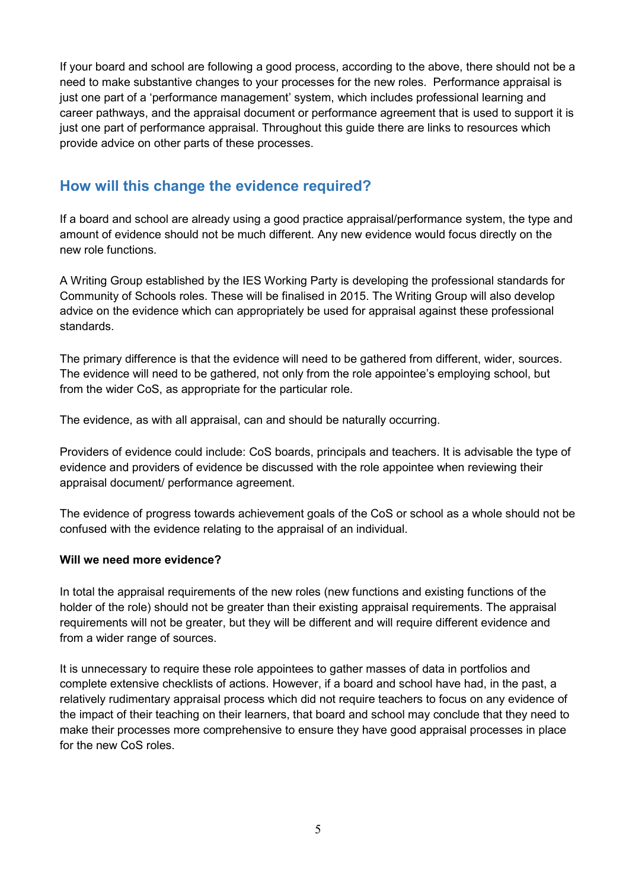If your board and school are following a good process, according to the above, there should not be a need to make substantive changes to your processes for the new roles.  Performance appraisal is just one part of a ‘performance management’ system, which includes professional learning and career pathways, and the appraisal document or performance agreement that is used to support it is just one part of performance appraisal. Throughout this guide there are links to resources which provide advice on other parts of these processes.

## How will this change the evidence required?

If a board and school are already using a good practice appraisal/performance system, the type and amount of evidence should not be much different. Any new evidence would focus directly on the new role functions.

A Writing Group established by the IES Working Party is developing the professional standards for Community of Schools roles. These will be finalised in 2015. The Writing Group will also develop advice on the evidence which can appropriately be used for appraisal against these professional standards.

The primary difference is that the evidence will need to be gathered from different, wider, sources. The evidence will need to be gathered, not only from the role appointee’s employing school, but from the wider CoS, as appropriate for the particular role.

The evidence, as with all appraisal, can and should be naturally occurring.

Providers of evidence could include: CoS boards, principals and teachers. It is advisable the type of evidence and providers of evidence be discussed with the role appointee when reviewing their appraisal document/ performance agreement.

The evidence of progress towards achievement goals of the CoS or school as a whole should not be confused with the evidence relating to the appraisal of an individual.

**Will we need more evidence?**

In total the appraisal requirements of the new roles (new functions and existing functions of the holder of the role) should not be greater than their existing appraisal requirements. The appraisal requirements will not be greater, but they will be different and will require different evidence and from a wider range of sources.

It is unnecessary to require these role appointees to gather masses of data in portfolios and complete extensive checklists of actions. However, if a board and school have had, in the past, a relatively rudimentary appraisal process which did not require teachers to focus on any evidence of the impact of their teaching on their learners, that board and school may conclude that they need to make their processes more comprehensive to ensure they have good appraisal processes in place for the new CoS roles.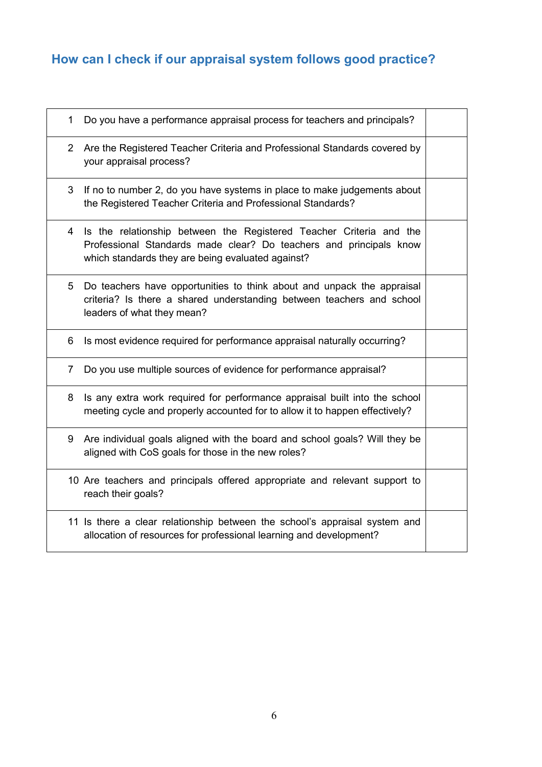## How can I check if our appraisal system follows good practice?

| | | |
|---|---|---|
| 1 | Do you have a performance appraisal process for teachers and principals? | |
| 2 | Are the Registered Teacher Criteria and Professional Standards covered by your appraisal process? | |
| 3 | If no to number 2, do you have systems in place to make judgements about the Registered Teacher Criteria and Professional Standards? | |
| 4 | Is the relationship between the Registered Teacher Criteria and the Professional Standards made clear? Do teachers and principals know which standards they are being evaluated against? | |
| 5 | Do teachers have opportunities to think about and unpack the appraisal criteria? Is there a shared understanding between teachers and school leaders of what they mean? | |
| 6 | Is most evidence required for performance appraisal naturally occurring? | |
| 7 | Do you use multiple sources of evidence for performance appraisal? | |
| 8 | Is any extra work required for performance appraisal built into the school meeting cycle and properly accounted for to allow it to happen effectively? | |
| 9 | Are individual goals aligned with the board and school goals? Will they be aligned with CoS goals for those in the new roles? | |
| 10 | Are teachers and principals offered appropriate and relevant support to reach their goals? | |
| 11 | Is there a clear relationship between the school's appraisal system and allocation of resources for professional learning and development? | |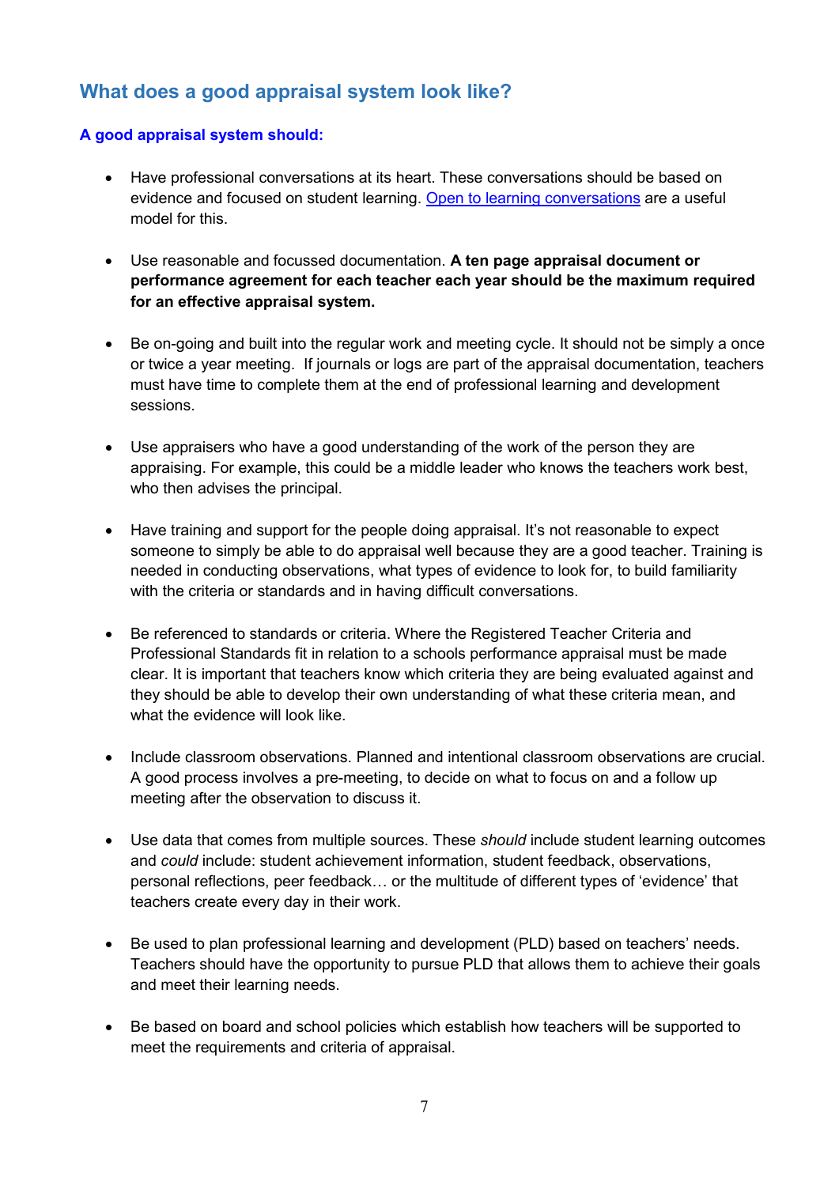## What does a good appraisal system look like?

### A good appraisal system should:

- Have professional conversations at its heart. These conversations should be based on evidence and focused on student learning. [Open to learning conversations]() are a useful model for this.

- Use reasonable and focussed documentation. **A ten page appraisal document or performance agreement for each teacher each year should be the maximum required for an effective appraisal system.**

- Be on-going and built into the regular work and meeting cycle. It should not be simply a once or twice a year meeting. If journals or logs are part of the appraisal documentation, teachers must have time to complete them at the end of professional learning and development sessions.

- Use appraisers who have a good understanding of the work of the person they are appraising. For example, this could be a middle leader who knows the teachers work best, who then advises the principal.

- Have training and support for the people doing appraisal. It's not reasonable to expect someone to simply be able to do appraisal well because they are a good teacher. Training is needed in conducting observations, what types of evidence to look for, to build familiarity with the criteria or standards and in having difficult conversations.

- Be referenced to standards or criteria. Where the Registered Teacher Criteria and Professional Standards fit in relation to a schools performance appraisal must be made clear. It is important that teachers know which criteria they are being evaluated against and they should be able to develop their own understanding of what these criteria mean, and what the evidence will look like.

- Include classroom observations. Planned and intentional classroom observations are crucial. A good process involves a pre-meeting, to decide on what to focus on and a follow up meeting after the observation to discuss it.

- Use data that comes from multiple sources. These *should* include student learning outcomes and *could* include: student achievement information, student feedback, observations, personal reflections, peer feedback… or the multitude of different types of 'evidence' that teachers create every day in their work.

- Be used to plan professional learning and development (PLD) based on teachers' needs. Teachers should have the opportunity to pursue PLD that allows them to achieve their goals and meet their learning needs.

- Be based on board and school policies which establish how teachers will be supported to meet the requirements and criteria of appraisal.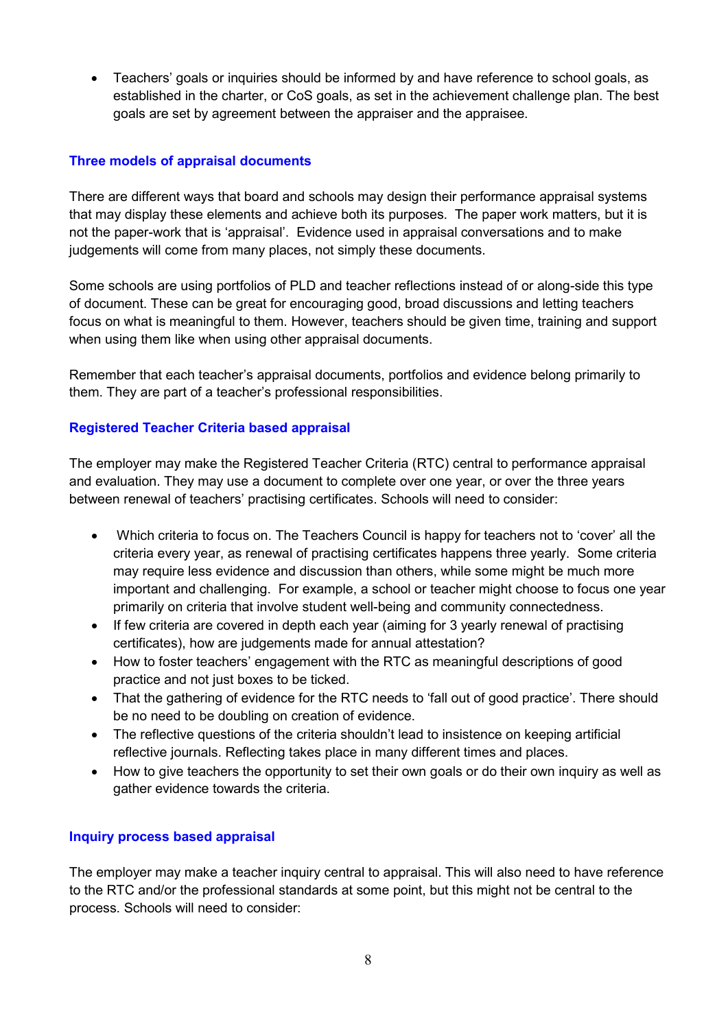- Teachers' goals or inquiries should be informed by and have reference to school goals, as established in the charter, or CoS goals, as set in the achievement challenge plan. The best goals are set by agreement between the appraiser and the appraisee.

### Three models of appraisal documents

There are different ways that board and schools may design their performance appraisal systems that may display these elements and achieve both its purposes. The paper work matters, but it is not the paper-work that is 'appraisal'. Evidence used in appraisal conversations and to make judgements will come from many places, not simply these documents.

Some schools are using portfolios of PLD and teacher reflections instead of or along-side this type of document. These can be great for encouraging good, broad discussions and letting teachers focus on what is meaningful to them. However, teachers should be given time, training and support when using them like when using other appraisal documents.

Remember that each teacher's appraisal documents, portfolios and evidence belong primarily to them. They are part of a teacher's professional responsibilities.

### Registered Teacher Criteria based appraisal

The employer may make the Registered Teacher Criteria (RTC) central to performance appraisal and evaluation. They may use a document to complete over one year, or over the three years between renewal of teachers' practising certificates. Schools will need to consider:

- Which criteria to focus on. The Teachers Council is happy for teachers not to 'cover' all the criteria every year, as renewal of practising certificates happens three yearly. Some criteria may require less evidence and discussion than others, while some might be much more important and challenging. For example, a school or teacher might choose to focus one year primarily on criteria that involve student well-being and community connectedness.
- If few criteria are covered in depth each year (aiming for 3 yearly renewal of practising certificates), how are judgements made for annual attestation?
- How to foster teachers' engagement with the RTC as meaningful descriptions of good practice and not just boxes to be ticked.
- That the gathering of evidence for the RTC needs to 'fall out of good practice'. There should be no need to be doubling on creation of evidence.
- The reflective questions of the criteria shouldn't lead to insistence on keeping artificial reflective journals. Reflecting takes place in many different times and places.
- How to give teachers the opportunity to set their own goals or do their own inquiry as well as gather evidence towards the criteria.

### Inquiry process based appraisal

The employer may make a teacher inquiry central to appraisal. This will also need to have reference to the RTC and/or the professional standards at some point, but this might not be central to the process. Schools will need to consider: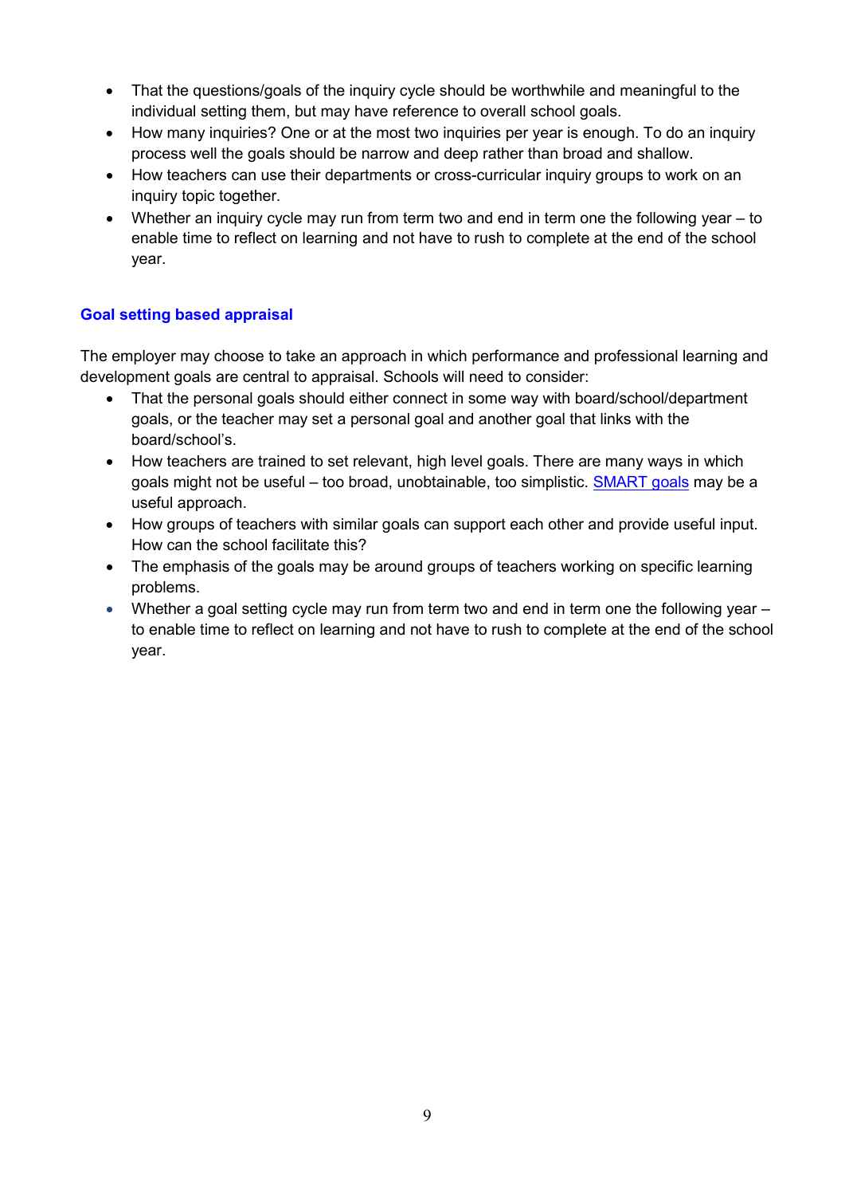- That the questions/goals of the inquiry cycle should be worthwhile and meaningful to the individual setting them, but may have reference to overall school goals.
- How many inquiries? One or at the most two inquiries per year is enough. To do an inquiry process well the goals should be narrow and deep rather than broad and shallow.
- How teachers can use their departments or cross-curricular inquiry groups to work on an inquiry topic together.
- Whether an inquiry cycle may run from term two and end in term one the following year – to enable time to reflect on learning and not have to rush to complete at the end of the school year.

### Goal setting based appraisal

The employer may choose to take an approach in which performance and professional learning and development goals are central to appraisal. Schools will need to consider:

- That the personal goals should either connect in some way with board/school/department goals, or the teacher may set a personal goal and another goal that links with the board/school's.
- How teachers are trained to set relevant, high level goals. There are many ways in which goals might not be useful – too broad, unobtainable, too simplistic. SMART goals may be a useful approach.
- How groups of teachers with similar goals can support each other and provide useful input. How can the school facilitate this?
- The emphasis of the goals may be around groups of teachers working on specific learning problems.
- Whether a goal setting cycle may run from term two and end in term one the following year – to enable time to reflect on learning and not have to rush to complete at the end of the school year.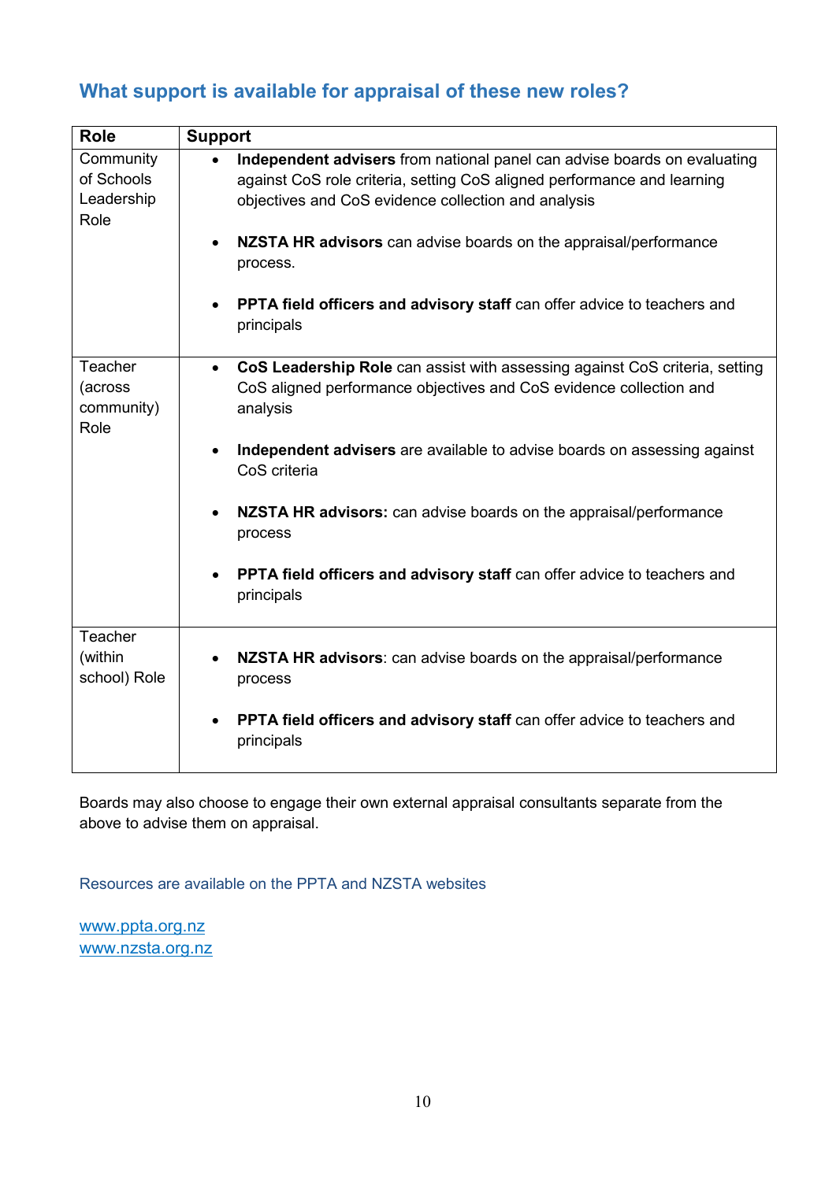## What support is available for appraisal of these new roles?

| Role | Support |
| --- | --- |
| Community of Schools Leadership Role | • **Independent advisers** from national panel can advise boards on evaluating against CoS role criteria, setting CoS aligned performance and learning objectives and CoS evidence collection and analysis<br><br>• **NZSTA HR advisors** can advise boards on the appraisal/performance process.<br><br>• **PPTA field officers and advisory staff** can offer advice to teachers and principals |
| Teacher (across community) Role | • **CoS Leadership Role** can assist with assessing against CoS criteria, setting CoS aligned performance objectives and CoS evidence collection and analysis<br><br>• **Independent advisers** are available to advise boards on assessing against CoS criteria<br><br>• **NZSTA HR advisors:** can advise boards on the appraisal/performance process<br><br>• **PPTA field officers and advisory staff** can offer advice to teachers and principals |
| Teacher (within school) Role | • **NZSTA HR advisors**: can advise boards on the appraisal/performance process<br><br>• **PPTA field officers and advisory staff** can offer advice to teachers and principals |

Boards may also choose to engage their own external appraisal consultants separate from the above to advise them on appraisal.

Resources are available on the PPTA and NZSTA websites

www.ppta.org.nz
www.nzsta.org.nz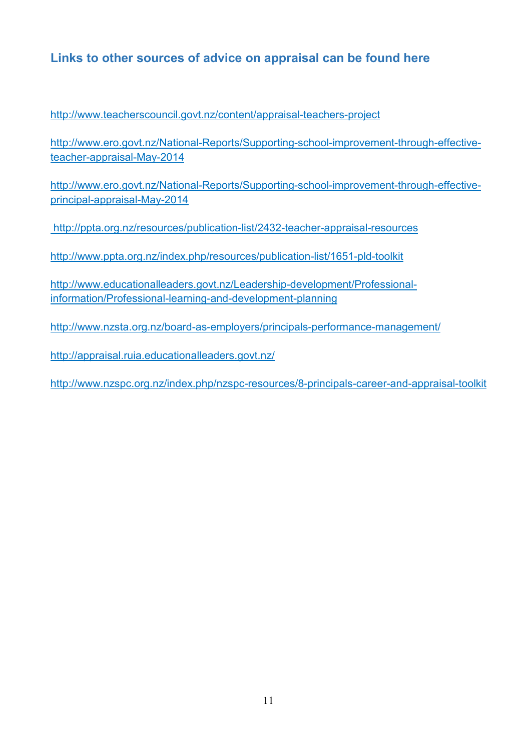## Links to other sources of advice on appraisal can be found here

http://www.teacherscouncil.govt.nz/content/appraisal-teachers-project

http://www.ero.govt.nz/National-Reports/Supporting-school-improvement-through-effective-teacher-appraisal-May-2014

http://www.ero.govt.nz/National-Reports/Supporting-school-improvement-through-effective-principal-appraisal-May-2014

http://ppta.org.nz/resources/publication-list/2432-teacher-appraisal-resources

http://www.ppta.org.nz/index.php/resources/publication-list/1651-pld-toolkit

http://www.educationalleaders.govt.nz/Leadership-development/Professional-information/Professional-learning-and-development-planning

http://www.nzsta.org.nz/board-as-employers/principals-performance-management/

http://appraisal.ruia.educationalleaders.govt.nz/

http://www.nzspc.org.nz/index.php/nzspc-resources/8-principals-career-and-appraisal-toolkit